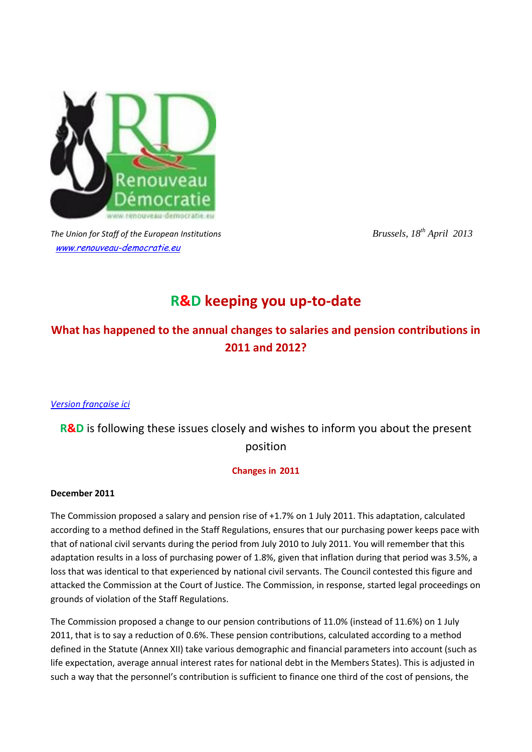The Union for Staff of the European Institutions
[www.renouveau-democratie.eu](www.renouveau-democratie.eu)

Brussels, 18th April 2013

# R&D keeping you up-to-date

## What has happened to the annual changes to salaries and pension contributions in 2011 and 2012?

*Version française ici*

**R&D** is following these issues closely and wishes to inform you about the present position

### Changes in 2011

**December 2011**

The Commission proposed a salary and pension rise of +1.7% on 1 July 2011. This adaptation, calculated according to a method defined in the Staff Regulations, ensures that our purchasing power keeps pace with that of national civil servants during the period from July 2010 to July 2011. You will remember that this adaptation results in a loss of purchasing power of 1.8%, given that inflation during that period was 3.5%, a loss that was identical to that experienced by national civil servants. The Council contested this figure and attacked the Commission at the Court of Justice. The Commission, in response, started legal proceedings on grounds of violation of the Staff Regulations.

The Commission proposed a change to our pension contributions of 11.0% (instead of 11.6%) on 1 July 2011, that is to say a reduction of 0.6%. These pension contributions, calculated according to a method defined in the Statute (Annex XII) take various demographic and financial parameters into account (such as life expectation, average annual interest rates for national debt in the Members States). This is adjusted in such a way that the personnel's contribution is sufficient to finance one third of the cost of pensions, the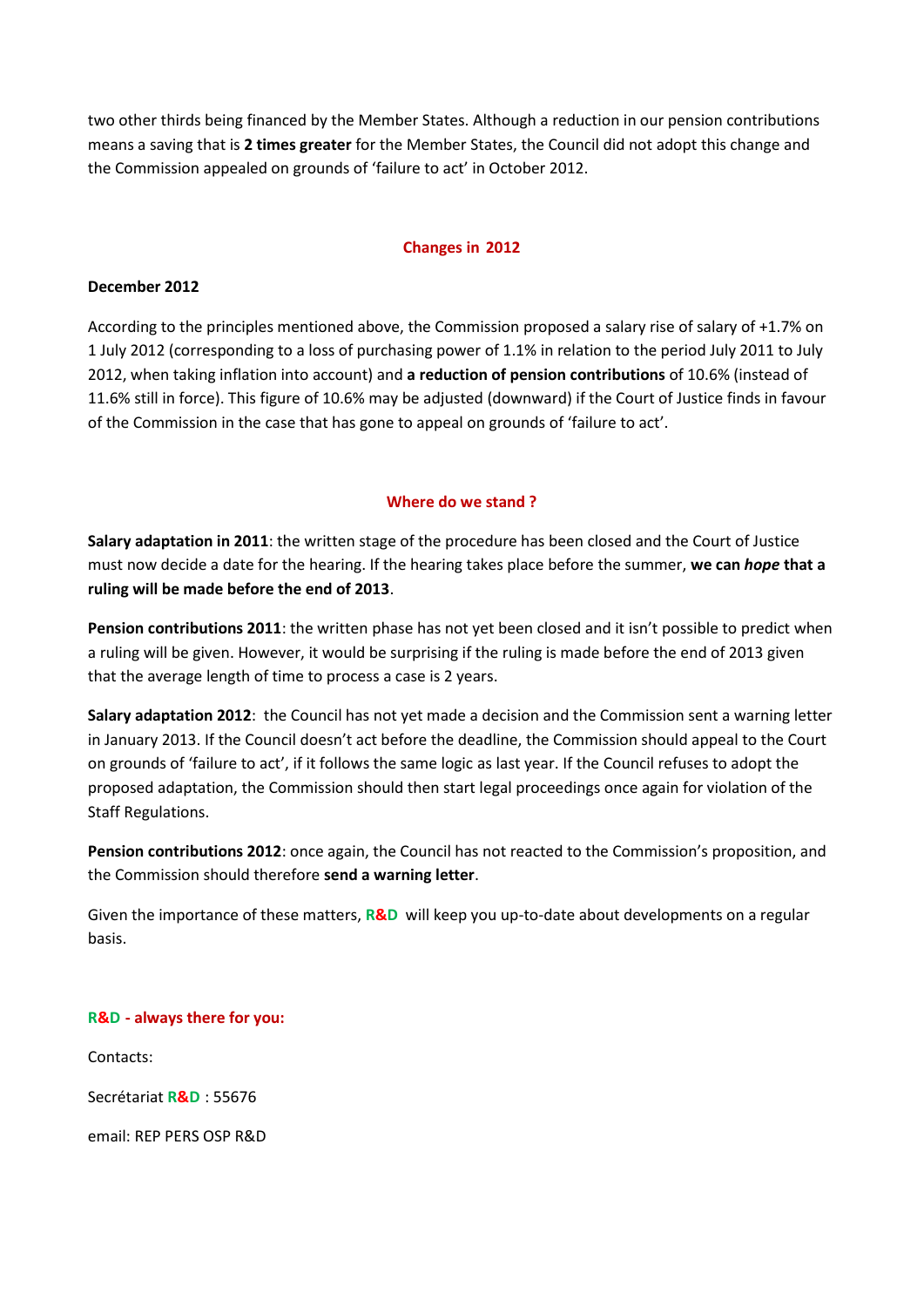two other thirds being financed by the Member States. Although a reduction in our pension contributions means a saving that is **2 times greater** for the Member States, the Council did not adopt this change and the Commission appealed on grounds of 'failure to act' in October 2012.

## Changes in 2012

**December 2012**

According to the principles mentioned above, the Commission proposed a salary rise of salary of +1.7% on 1 July 2012 (corresponding to a loss of purchasing power of 1.1% in relation to the period July 2011 to July 2012, when taking inflation into account) and **a reduction of pension contributions** of 10.6% (instead of 11.6% still in force). This figure of 10.6% may be adjusted (downward) if the Court of Justice finds in favour of the Commission in the case that has gone to appeal on grounds of 'failure to act'.

## Where do we stand ?

**Salary adaptation in 2011**: the written stage of the procedure has been closed and the Court of Justice must now decide a date for the hearing. If the hearing takes place before the summer, **we can *hope* that a ruling will be made before the end of 2013**.

**Pension contributions 2011**: the written phase has not yet been closed and it isn't possible to predict when a ruling will be given. However, it would be surprising if the ruling is made before the end of 2013 given that the average length of time to process a case is 2 years.

**Salary adaptation 2012**: the Council has not yet made a decision and the Commission sent a warning letter in January 2013. If the Council doesn't act before the deadline, the Commission should appeal to the Court on grounds of 'failure to act', if it follows the same logic as last year. If the Council refuses to adopt the proposed adaptation, the Commission should then start legal proceedings once again for violation of the Staff Regulations.

**Pension contributions 2012**: once again, the Council has not reacted to the Commission's proposition, and the Commission should therefore **send a warning letter**.

Given the importance of these matters, **R&D** will keep you up-to-date about developments on a regular basis.

**R&D - always there for you:**

Contacts:

Secrétariat **R&D** : 55676

email: REP PERS OSP R&D